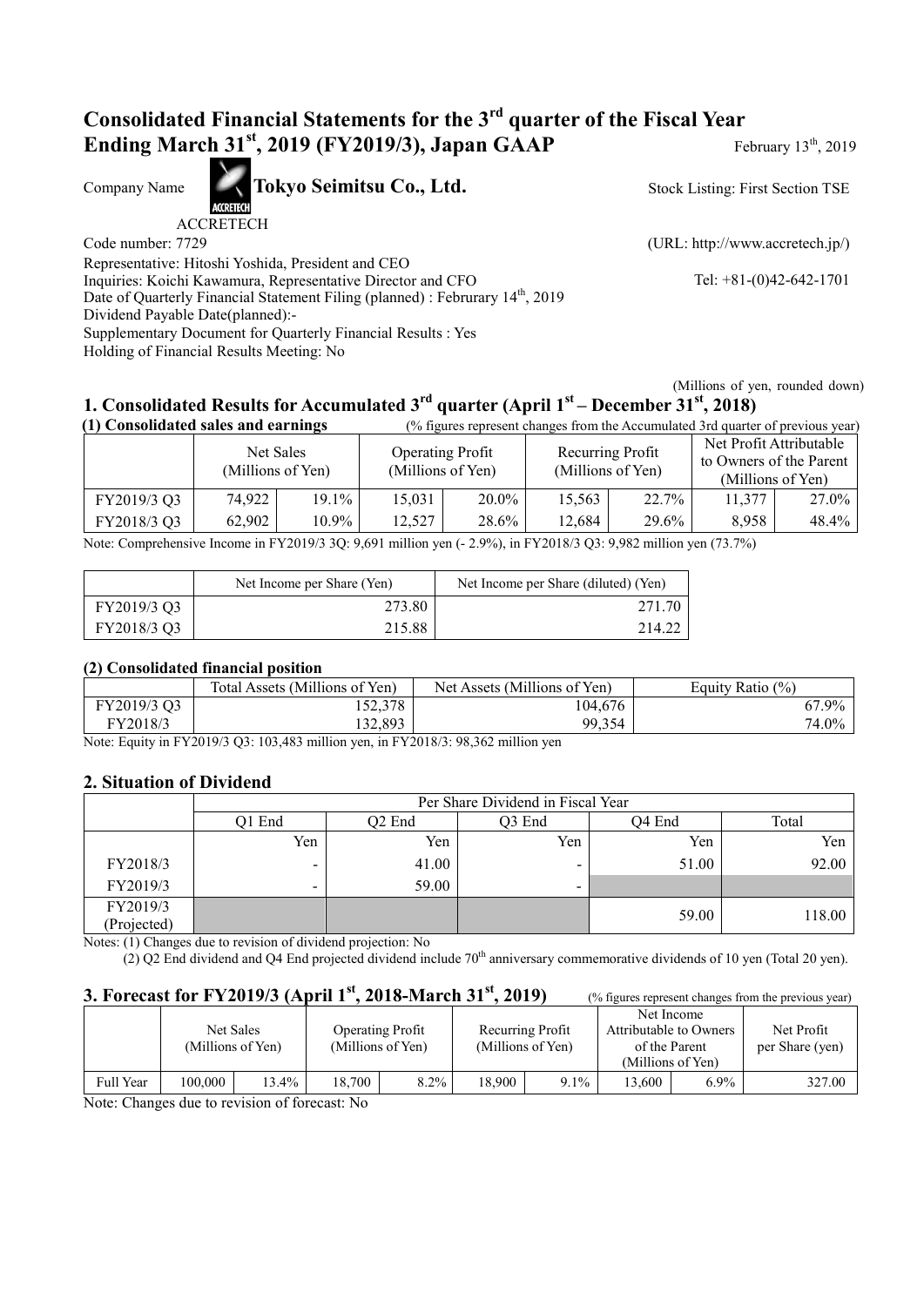# Consolidated Financial Statements for the 3rd quarter of the Fiscal Year Ending March 31st, 2019 (FY2019/3), Japan GAAP

February 13th, 2019

Company Name **Tokyo Seimitsu Co., Ltd.** Stock Listing: First Section TSE

ACCRETECH

Code number: 7729 (URL: http://www.accretech.jp/)

Representative: Hitoshi Yoshida, President and CEO

Inquiries: Koichi Kawamura, Representative Director and CFO Tel: +81-(0)42-642-1701

Date of Quarterly Financial Statement Filing (planned) : Februrary 14th, 2019

Dividend Payable Date(planned):-

Supplementary Document for Quarterly Financial Results : Yes

Holding of Financial Results Meeting: No

(Millions of yen, rounded down)

## 1. Consolidated Results for Accumulated 3rd quarter (April 1st – December 31st, 2018)

### (1) Consolidated sales and earnings

(% figures represent changes from the Accumulated 3rd quarter of previous year)

| | Net Sales (Millions of Yen) | | Operating Profit (Millions of Yen) | | Recurring Profit (Millions of Yen) | | Net Profit Attributable to Owners of the Parent (Millions of Yen) | |
|---|---|---|---|---|---|---|---|---|
| FY2019/3 Q3 | 74,922 | 19.1% | 15,031 | 20.0% | 15,563 | 22.7% | 11,377 | 27.0% |
| FY2018/3 Q3 | 62,902 | 10.9% | 12,527 | 28.6% | 12,684 | 29.6% | 8,958 | 48.4% |

Note: Comprehensive Income in FY2019/3 3Q: 9,691 million yen (- 2.9%), in FY2018/3 Q3: 9,982 million yen (73.7%)

| | Net Income per Share (Yen) | Net Income per Share (diluted) (Yen) |
|---|---|---|
| FY2019/3 Q3 | 273.80 | 271.70 |
| FY2018/3 Q3 | 215.88 | 214.22 |

### (2) Consolidated financial position

| | Total Assets (Millions of Yen) | Net Assets (Millions of Yen) | Equity Ratio (%) |
|---|---|---|---|
| FY2019/3 Q3 | 152,378 | 104,676 | 67.9% |
| FY2018/3 | 132,893 | 99,354 | 74.0% |

Note: Equity in FY2019/3 Q3: 103,483 million yen, in FY2018/3: 98,362 million yen

## 2. Situation of Dividend

| | Per Share Dividend in Fiscal Year | | | | |
|---|---|---|---|---|---|
| | Q1 End | Q2 End | Q3 End | Q4 End | Total |
| | Yen | Yen | Yen | Yen | Yen |
| FY2018/3 | - | 41.00 | - | 51.00 | 92.00 |
| FY2019/3 | - | 59.00 | - | | |
| FY2019/3 (Projected) | | | | 59.00 | 118.00 |

Notes: (1) Changes due to revision of dividend projection: No

(2) Q2 End dividend and Q4 End projected dividend include 70th anniversary commemorative dividends of 10 yen (Total 20 yen).

## 3. Forecast for FY2019/3 (April 1st, 2018-March 31st, 2019)

(% figures represent changes from the previous year)

| | Net Sales (Millions of Yen) | | Operating Profit (Millions of Yen) | | Recurring Profit (Millions of Yen) | | Net Income Attributable to Owners of the Parent (Millions of Yen) | | Net Profit per Share (yen) |
|---|---|---|---|---|---|---|---|---|---|
| Full Year | 100,000 | 13.4% | 18,700 | 8.2% | 18,900 | 9.1% | 13,600 | 6.9% | 327.00 |

Note: Changes due to revision of forecast: No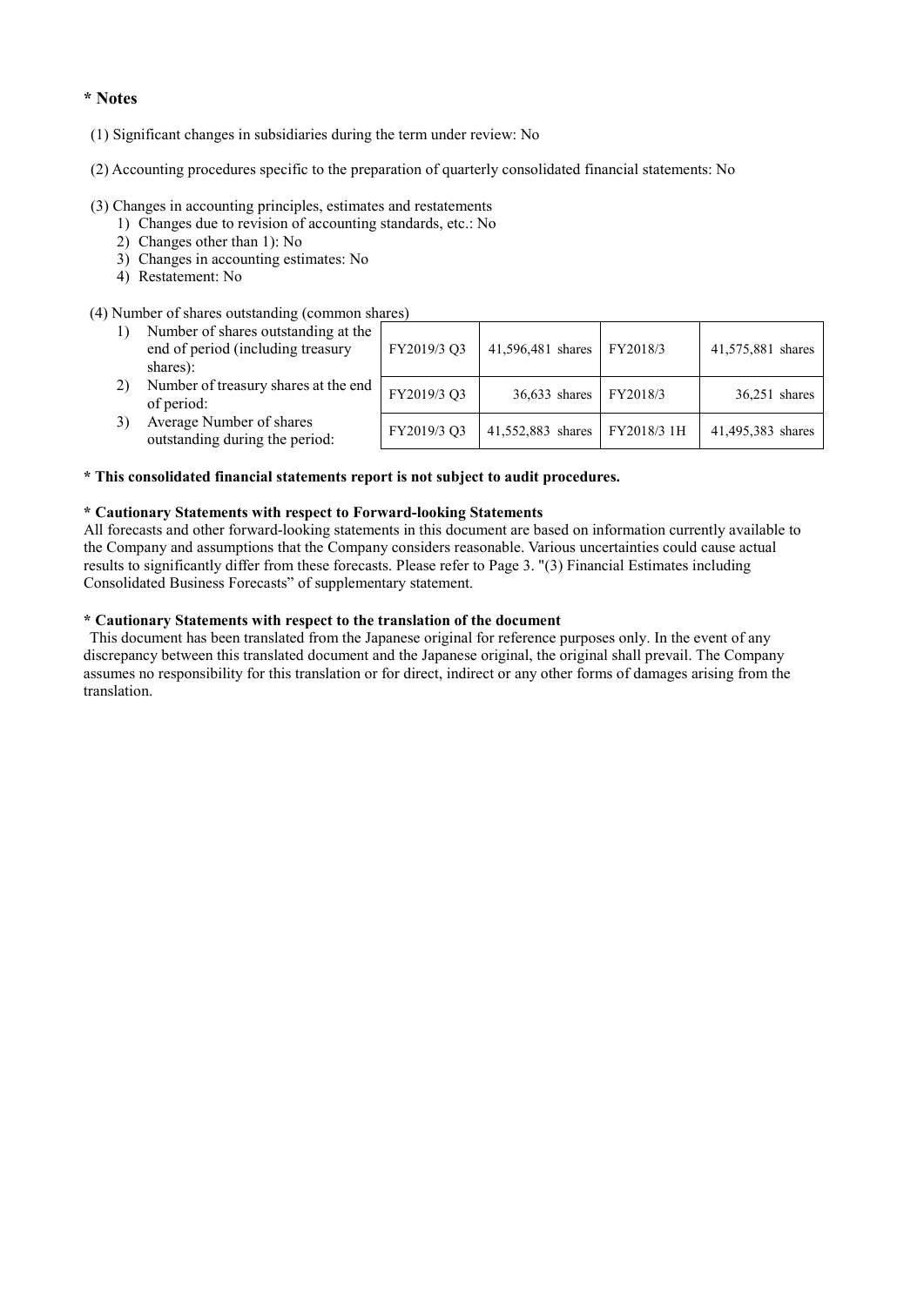## * Notes

(1) Significant changes in subsidiaries during the term under review: No

(2) Accounting procedures specific to the preparation of quarterly consolidated financial statements: No

(3) Changes in accounting principles, estimates and restatements

1) Changes due to revision of accounting standards, etc.: No
2) Changes other than 1): No
3) Changes in accounting estimates: No
4) Restatement: No

(4) Number of shares outstanding (common shares)

| | | | | |
|---|---|---|---|---|
| 1) Number of shares outstanding at the end of period (including treasury shares): | FY2019/3 Q3 | 41,596,481 shares | FY2018/3 | 41,575,881 shares |
| 2) Number of treasury shares at the end of period: | FY2019/3 Q3 | 36,633 shares | FY2018/3 | 36,251 shares |
| 3) Average Number of shares outstanding during the period: | FY2019/3 Q3 | 41,552,883 shares | FY2018/3 1H | 41,495,383 shares |

**\* This consolidated financial statements report is not subject to audit procedures.**

**\* Cautionary Statements with respect to Forward-looking Statements**

All forecasts and other forward-looking statements in this document are based on information currently available to the Company and assumptions that the Company considers reasonable. Various uncertainties could cause actual results to significantly differ from these forecasts. Please refer to Page 3. "(3) Financial Estimates including Consolidated Business Forecasts" of supplementary statement.

**\* Cautionary Statements with respect to the translation of the document**

This document has been translated from the Japanese original for reference purposes only. In the event of any discrepancy between this translated document and the Japanese original, the original shall prevail. The Company assumes no responsibility for this translation or for direct, indirect or any other forms of damages arising from the translation.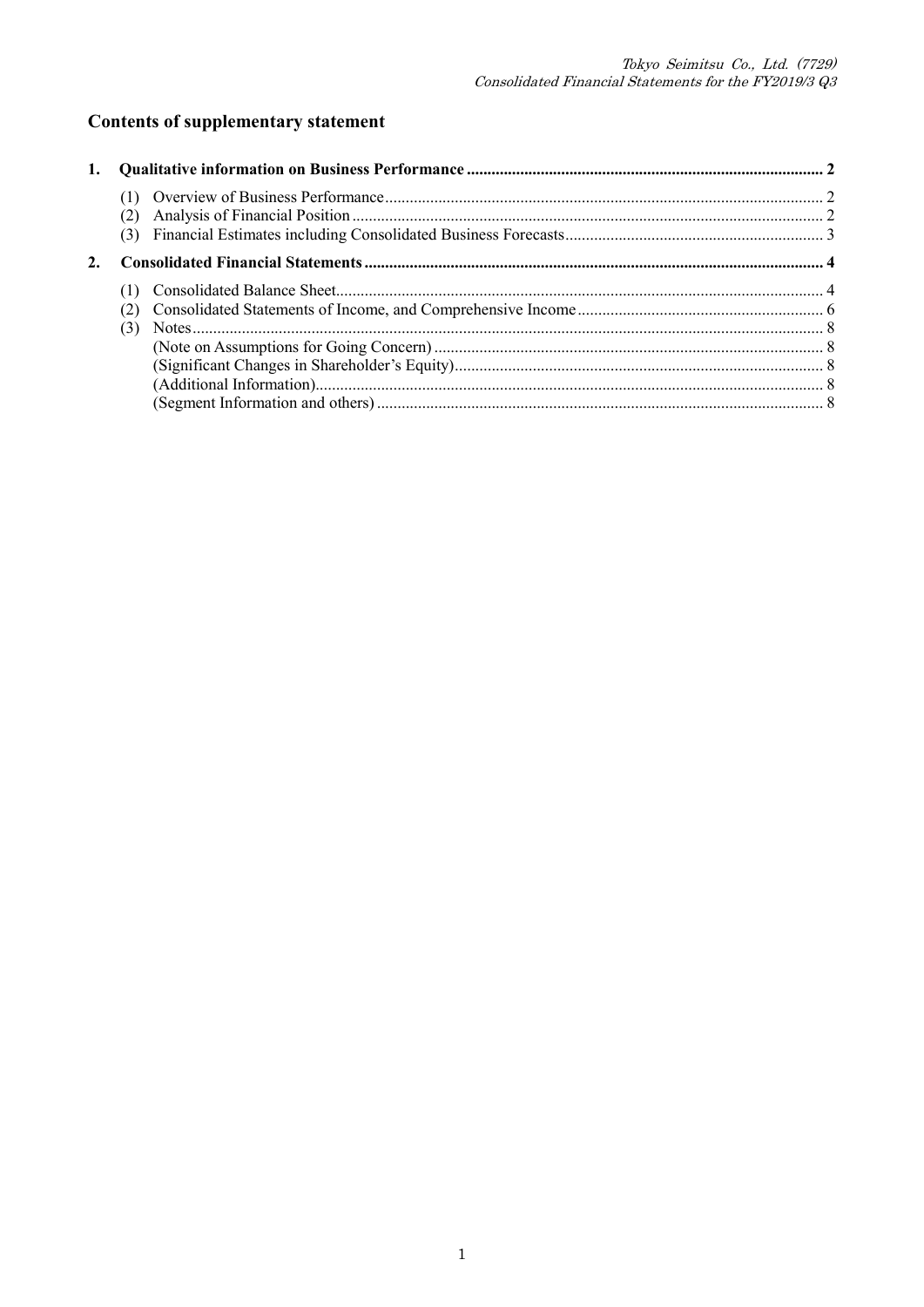## Contents of supplementary statement

**1. Qualitative information on Business Performance ..................................................................................... 2**

(1) Overview of Business Performance.......................................................................................................... 2
(2) Analysis of Financial Position .................................................................................................................. 2
(3) Financial Estimates including Consolidated Business Forecasts.............................................................. 3

**2. Consolidated Financial Statements ............................................................................................................... 4**

(1) Consolidated Balance Sheet...................................................................................................................... 4
(2) Consolidated Statements of Income, and Comprehensive Income........................................................... 6
(3) Notes......................................................................................................................................................... 8
(Note on Assumptions for Going Concern) .............................................................................................. 8
(Significant Changes in Shareholder's Equity).......................................................................................... 8
(Additional Information)........................................................................................................................... 8
(Segment Information and others) ............................................................................................................ 8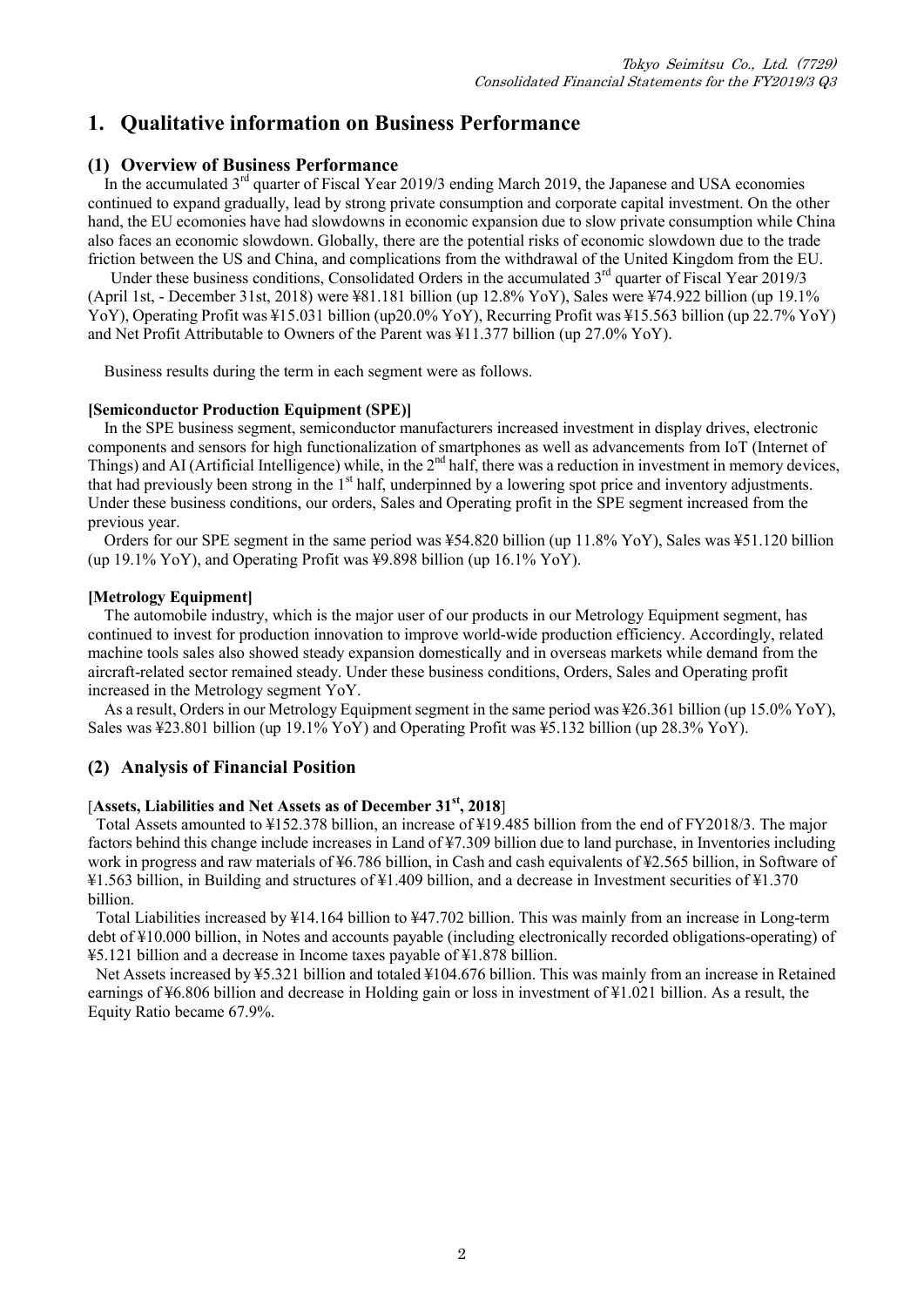# 1. Qualitative information on Business Performance

## (1) Overview of Business Performance

In the accumulated 3rd quarter of Fiscal Year 2019/3 ending March 2019, the Japanese and USA economies continued to expand gradually, lead by strong private consumption and corporate capital investment. On the other hand, the EU ecomonies have had slowdowns in economic expansion due to slow private consumption while China also faces an economic slowdown. Globally, there are the potential risks of economic slowdown due to the trade friction between the US and China, and complications from the withdrawal of the United Kingdom from the EU.

Under these business conditions, Consolidated Orders in the accumulated 3rd quarter of Fiscal Year 2019/3 (April 1st, - December 31st, 2018) were ¥81.181 billion (up 12.8% YoY), Sales were ¥74.922 billion (up 19.1% YoY), Operating Profit was ¥15.031 billion (up20.0% YoY), Recurring Profit was ¥15.563 billion (up 22.7% YoY) and Net Profit Attributable to Owners of the Parent was ¥11.377 billion (up 27.0% YoY).

Business results during the term in each segment were as follows.

**[Semiconductor Production Equipment (SPE)]**

In the SPE business segment, semiconductor manufacturers increased investment in display drives, electronic components and sensors for high functionalization of smartphones as well as advancements from IoT (Internet of Things) and AI (Artificial Intelligence) while, in the 2nd half, there was a reduction in investment in memory devices, that had previously been strong in the 1st half, underpinned by a lowering spot price and inventory adjustments. Under these business conditions, our orders, Sales and Operating profit in the SPE segment increased from the previous year.

Orders for our SPE segment in the same period was ¥54.820 billion (up 11.8% YoY), Sales was ¥51.120 billion (up 19.1% YoY), and Operating Profit was ¥9.898 billion (up 16.1% YoY).

**[Metrology Equipment]**

The automobile industry, which is the major user of our products in our Metrology Equipment segment, has continued to invest for production innovation to improve world-wide production efficiency. Accordingly, related machine tools sales also showed steady expansion domestically and in overseas markets while demand from the aircraft-related sector remained steady. Under these business conditions, Orders, Sales and Operating profit increased in the Metrology segment YoY.

As a result, Orders in our Metrology Equipment segment in the same period was ¥26.361 billion (up 15.0% YoY), Sales was ¥23.801 billion (up 19.1% YoY) and Operating Profit was ¥5.132 billion (up 28.3% YoY).

## (2) Analysis of Financial Position

[**Assets, Liabilities and Net Assets as of December 31st, 2018**]

Total Assets amounted to ¥152.378 billion, an increase of ¥19.485 billion from the end of FY2018/3. The major factors behind this change include increases in Land of ¥7.309 billion due to land purchase, in Inventories including work in progress and raw materials of ¥6.786 billion, in Cash and cash equivalents of ¥2.565 billion, in Software of ¥1.563 billion, in Building and structures of ¥1.409 billion, and a decrease in Investment securities of ¥1.370 billion.

Total Liabilities increased by ¥14.164 billion to ¥47.702 billion. This was mainly from an increase in Long-term debt of ¥10.000 billion, in Notes and accounts payable (including electronically recorded obligations-operating) of ¥5.121 billion and a decrease in Income taxes payable of ¥1.878 billion.

Net Assets increased by ¥5.321 billion and totaled ¥104.676 billion. This was mainly from an increase in Retained earnings of ¥6.806 billion and decrease in Holding gain or loss in investment of ¥1.021 billion. As a result, the Equity Ratio became 67.9%.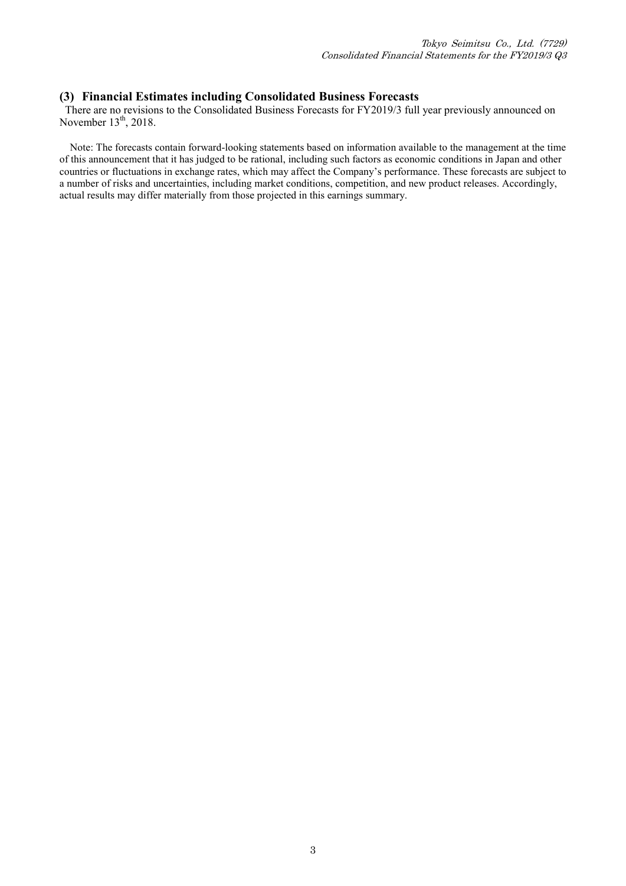### (3) Financial Estimates including Consolidated Business Forecasts

There are no revisions to the Consolidated Business Forecasts for FY2019/3 full year previously announced on November 13th, 2018.

Note: The forecasts contain forward-looking statements based on information available to the management at the time of this announcement that it has judged to be rational, including such factors as economic conditions in Japan and other countries or fluctuations in exchange rates, which may affect the Company's performance. These forecasts are subject to a number of risks and uncertainties, including market conditions, competition, and new product releases. Accordingly, actual results may differ materially from those projected in this earnings summary.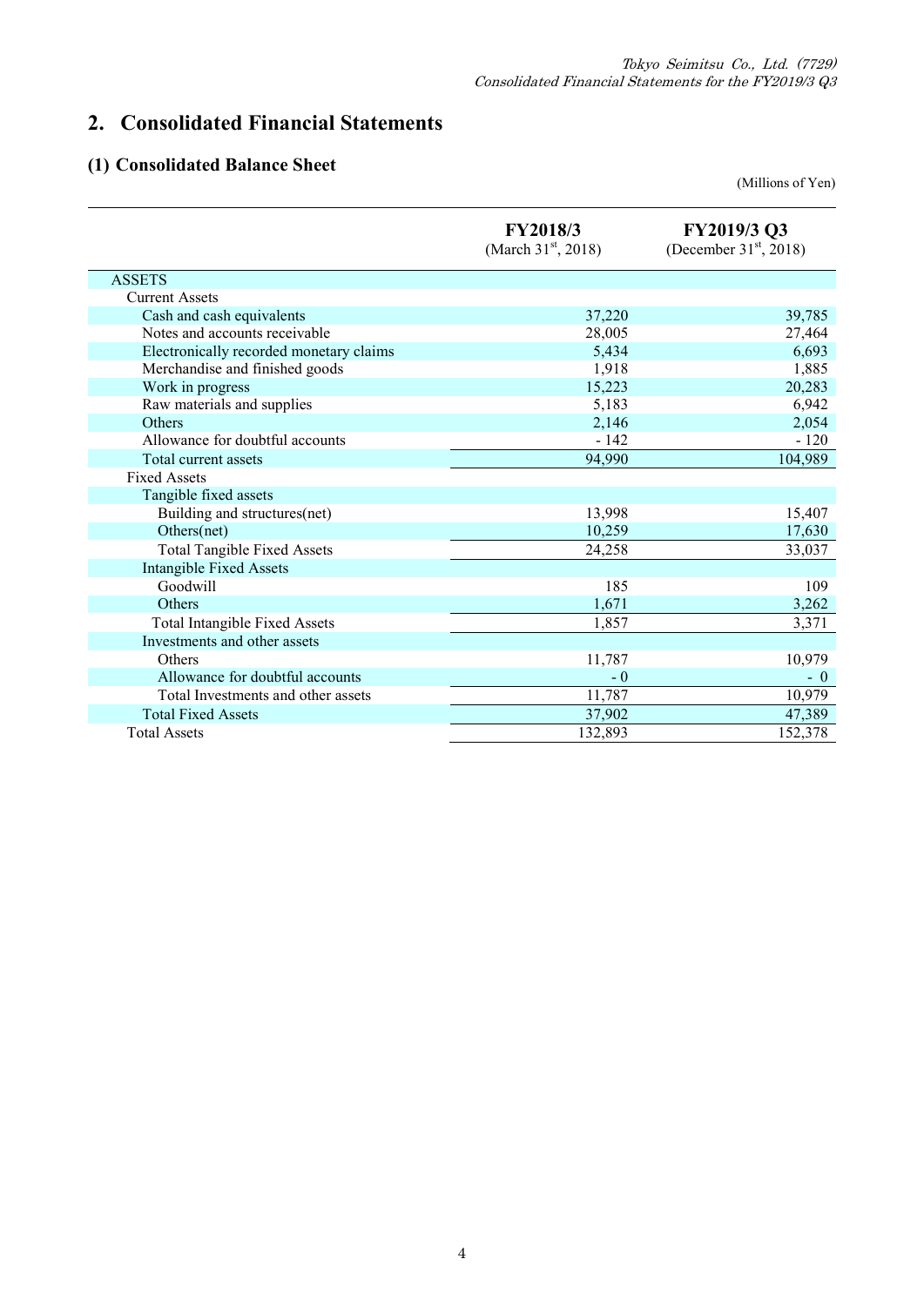## 2. Consolidated Financial Statements

### (1) Consolidated Balance Sheet

(Millions of Yen)

| | FY2018/3 (March 31st, 2018) | FY2019/3 Q3 (December 31st, 2018) |
|---|---|---|
| ASSETS | | |
| Current Assets | | |
| Cash and cash equivalents | 37,220 | 39,785 |
| Notes and accounts receivable | 28,005 | 27,464 |
| Electronically recorded monetary claims | 5,434 | 6,693 |
| Merchandise and finished goods | 1,918 | 1,885 |
| Work in progress | 15,223 | 20,283 |
| Raw materials and supplies | 5,183 | 6,942 |
| Others | 2,146 | 2,054 |
| Allowance for doubtful accounts | - 142 | - 120 |
| Total current assets | 94,990 | 104,989 |
| Fixed Assets | | |
| Tangible fixed assets | | |
| Building and structures(net) | 13,998 | 15,407 |
| Others(net) | 10,259 | 17,630 |
| Total Tangible Fixed Assets | 24,258 | 33,037 |
| Intangible Fixed Assets | | |
| Goodwill | 185 | 109 |
| Others | 1,671 | 3,262 |
| Total Intangible Fixed Assets | 1,857 | 3,371 |
| Investments and other assets | | |
| Others | 11,787 | 10,979 |
| Allowance for doubtful accounts | - 0 | - 0 |
| Total Investments and other assets | 11,787 | 10,979 |
| Total Fixed Assets | 37,902 | 47,389 |
| Total Assets | 132,893 | 152,378 |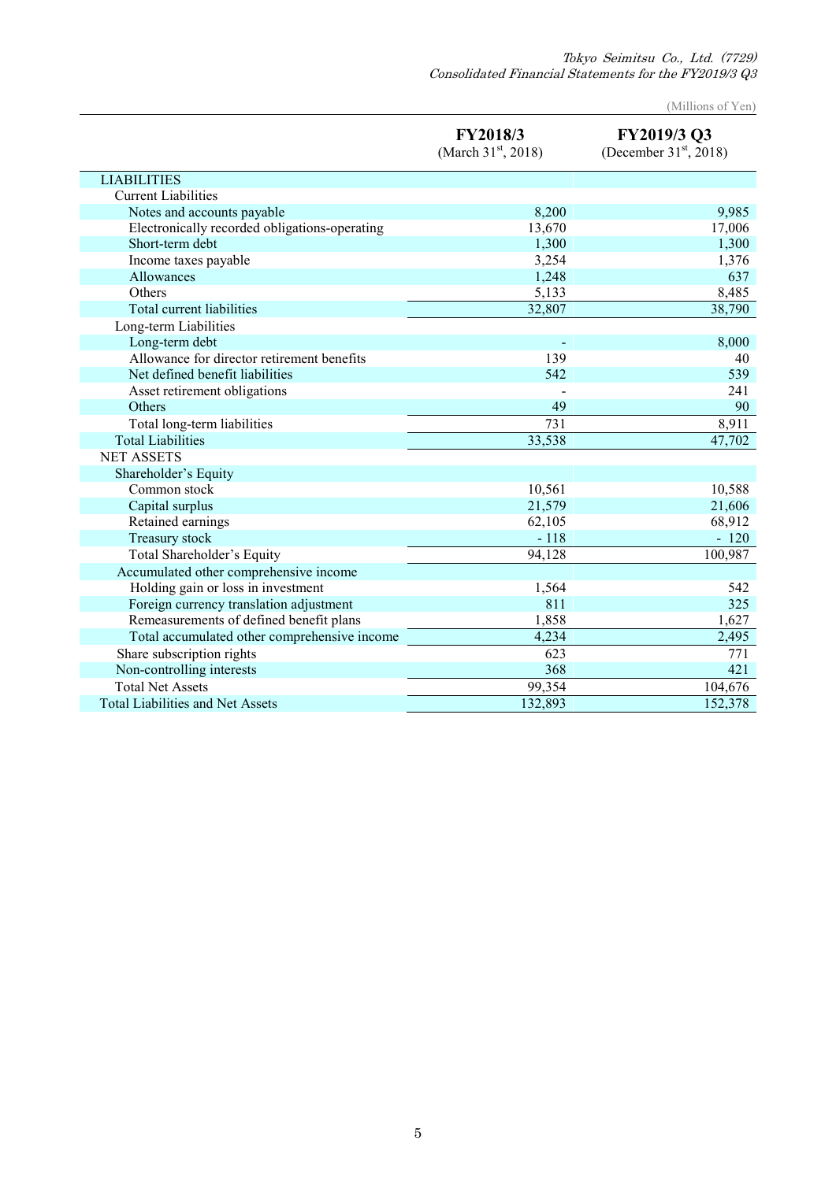(Millions of Yen)

| | FY2018/3 (March 31st, 2018) | FY2019/3 Q3 (December 31st, 2018) |
|---|---|---|
| LIABILITIES | | |
| Current Liabilities | | |
| Notes and accounts payable | 8,200 | 9,985 |
| Electronically recorded obligations-operating | 13,670 | 17,006 |
| Short-term debt | 1,300 | 1,300 |
| Income taxes payable | 3,254 | 1,376 |
| Allowances | 1,248 | 637 |
| Others | 5,133 | 8,485 |
| Total current liabilities | 32,807 | 38,790 |
| Long-term Liabilities | | |
| Long-term debt | - | 8,000 |
| Allowance for director retirement benefits | 139 | 40 |
| Net defined benefit liabilities | 542 | 539 |
| Asset retirement obligations | - | 241 |
| Others | 49 | 90 |
| Total long-term liabilities | 731 | 8,911 |
| Total Liabilities | 33,538 | 47,702 |
| NET ASSETS | | |
| Shareholder's Equity | | |
| Common stock | 10,561 | 10,588 |
| Capital surplus | 21,579 | 21,606 |
| Retained earnings | 62,105 | 68,912 |
| Treasury stock | - 118 | - 120 |
| Total Shareholder's Equity | 94,128 | 100,987 |
| Accumulated other comprehensive income | | |
| Holding gain or loss in investment | 1,564 | 542 |
| Foreign currency translation adjustment | 811 | 325 |
| Remeasurements of defined benefit plans | 1,858 | 1,627 |
| Total accumulated other comprehensive income | 4,234 | 2,495 |
| Share subscription rights | 623 | 771 |
| Non-controlling interests | 368 | 421 |
| Total Net Assets | 99,354 | 104,676 |
| Total Liabilities and Net Assets | 132,893 | 152,378 |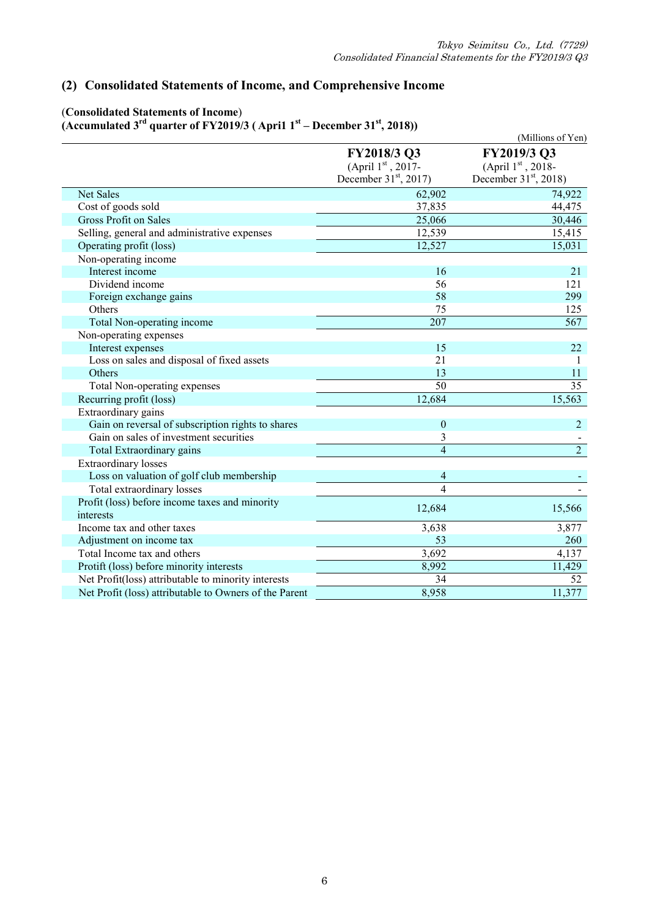## (2) Consolidated Statements of Income, and Comprehensive Income

**(Consolidated Statements of Income)**

**(Accumulated 3rd quarter of FY2019/3 ( April 1st – December 31st, 2018))**

(Millions of Yen)

| | FY2018/3 Q3 (April 1st, 2017- December 31st, 2017) | FY2019/3 Q3 (April 1st, 2018- December 31st, 2018) |
|---|---|---|
| Net Sales | 62,902 | 74,922 |
| Cost of goods sold | 37,835 | 44,475 |
| Gross Profit on Sales | 25,066 | 30,446 |
| Selling, general and administrative expenses | 12,539 | 15,415 |
| Operating profit (loss) | 12,527 | 15,031 |
| Non-operating income | | |
| Interest income | 16 | 21 |
| Dividend income | 56 | 121 |
| Foreign exchange gains | 58 | 299 |
| Others | 75 | 125 |
| Total Non-operating income | 207 | 567 |
| Non-operating expenses | | |
| Interest expenses | 15 | 22 |
| Loss on sales and disposal of fixed assets | 21 | 1 |
| Others | 13 | 11 |
| Total Non-operating expenses | 50 | 35 |
| Recurring profit (loss) | 12,684 | 15,563 |
| Extraordinary gains | | |
| Gain on reversal of subscription rights to shares | 0 | 2 |
| Gain on sales of investment securities | 3 | - |
| Total Extraordinary gains | 4 | 2 |
| Extraordinary losses | | |
| Loss on valuation of golf club membership | 4 | - |
| Total extraordinary losses | 4 | - |
| Profit (loss) before income taxes and minority interests | 12,684 | 15,566 |
| Income tax and other taxes | 3,638 | 3,877 |
| Adjustment on income tax | 53 | 260 |
| Total Income tax and others | 3,692 | 4,137 |
| Protift (loss) before minority interests | 8,992 | 11,429 |
| Net Profit(loss) attributable to minority interests | 34 | 52 |
| Net Profit (loss) attributable to Owners of the Parent | 8,958 | 11,377 |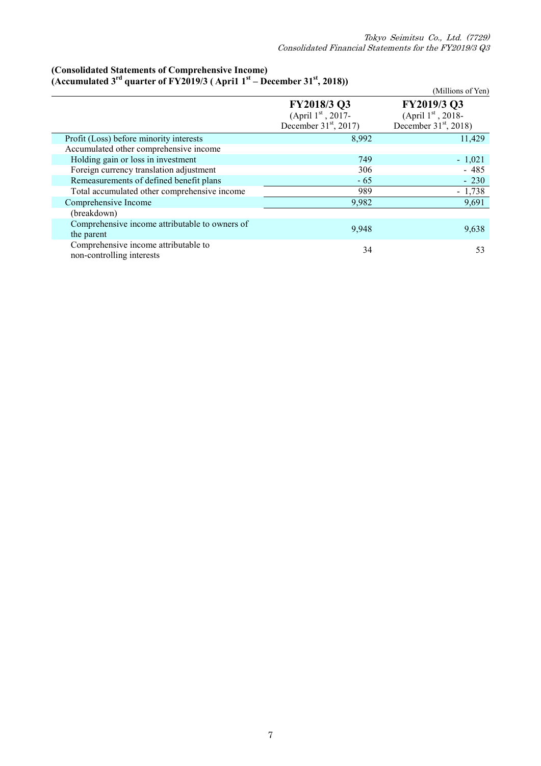**(Consolidated Statements of Comprehensive Income)**
**(Accumulated 3rd quarter of FY2019/3 ( April 1st – December 31st, 2018))**

(Millions of Yen)

| | FY2018/3 Q3 (April 1st, 2017- December 31st, 2017) | FY2019/3 Q3 (April 1st, 2018- December 31st, 2018) |
|---|---|---|
| Profit (Loss) before minority interests | 8,992 | 11,429 |
| Accumulated other comprehensive income | | |
| Holding gain or loss in investment | 749 | - 1,021 |
| Foreign currency translation adjustment | 306 | - 485 |
| Remeasurements of defined benefit plans | - 65 | - 230 |
| Total accumulated other comprehensive income | 989 | - 1,738 |
| Comprehensive Income | 9,982 | 9,691 |
| (breakdown) | | |
| Comprehensive income attributable to owners of the parent | 9,948 | 9,638 |
| Comprehensive income attributable to non-controlling interests | 34 | 53 |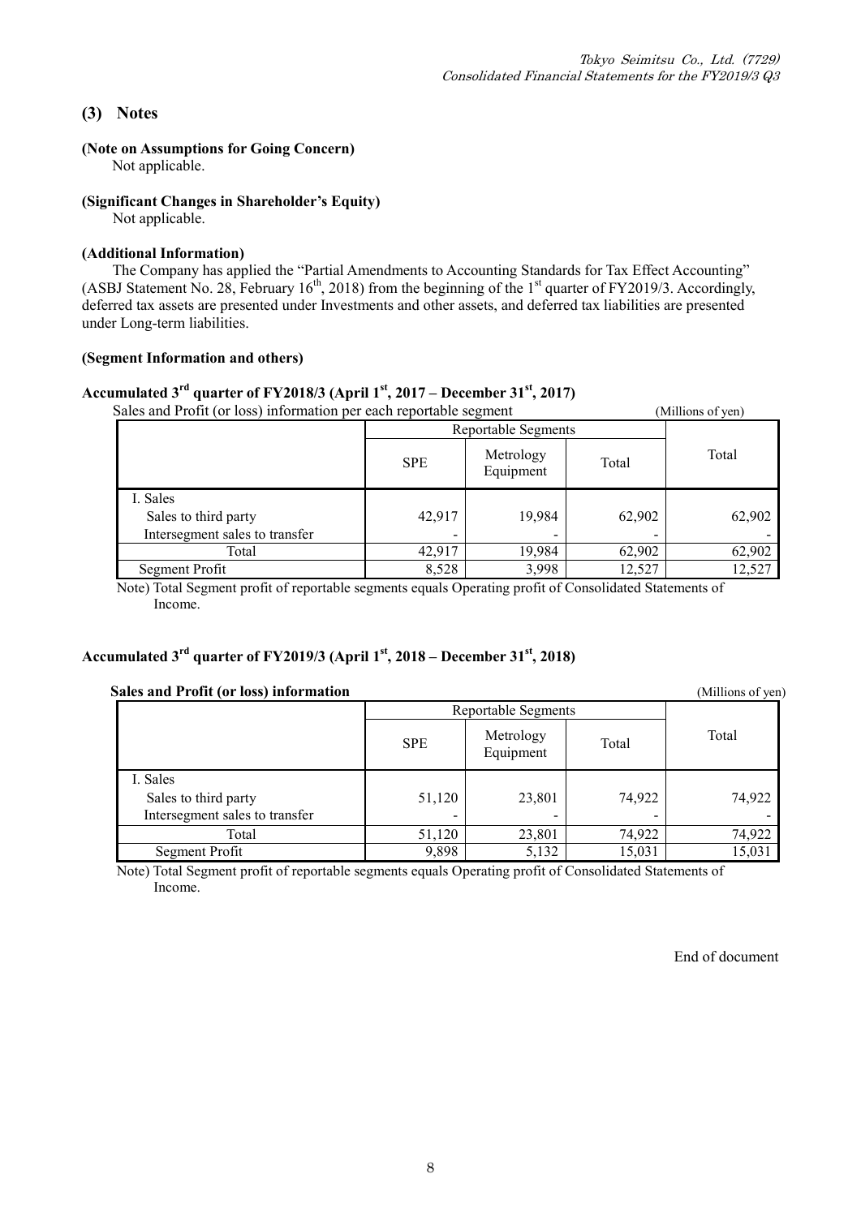## (3) Notes

**(Note on Assumptions for Going Concern)**

Not applicable.

**(Significant Changes in Shareholder's Equity)**

Not applicable.

**(Additional Information)**

The Company has applied the "Partial Amendments to Accounting Standards for Tax Effect Accounting" (ASBJ Statement No. 28, February 16th, 2018) from the beginning of the 1st quarter of FY2019/3. Accordingly, deferred tax assets are presented under Investments and other assets, and deferred tax liabilities are presented under Long-term liabilities.

**(Segment Information and others)**

### Accumulated 3rd quarter of FY2018/3 (April 1st, 2017 – December 31st, 2017)

Sales and Profit (or loss) information per each reportable segment (Millions of yen)

| | Reportable Segments | | | Total |
|---|---|---|---|---|
| | SPE | Metrology Equipment | Total | |
| I. Sales | | | | |
| Sales to third party | 42,917 | 19,984 | 62,902 | 62,902 |
| Intersegment sales to transfer | - | - | - | - |
| Total | 42,917 | 19,984 | 62,902 | 62,902 |
| Segment Profit | 8,528 | 3,998 | 12,527 | 12,527 |

Note) Total Segment profit of reportable segments equals Operating profit of Consolidated Statements of Income.

### Accumulated 3rd quarter of FY2019/3 (April 1st, 2018 – December 31st, 2018)

**Sales and Profit (or loss) information** (Millions of yen)

| | Reportable Segments | | | Total |
|---|---|---|---|---|
| | SPE | Metrology Equipment | Total | |
| I. Sales | | | | |
| Sales to third party | 51,120 | 23,801 | 74,922 | 74,922 |
| Intersegment sales to transfer | - | - | - | - |
| Total | 51,120 | 23,801 | 74,922 | 74,922 |
| Segment Profit | 9,898 | 5,132 | 15,031 | 15,031 |

Note) Total Segment profit of reportable segments equals Operating profit of Consolidated Statements of Income.

End of document